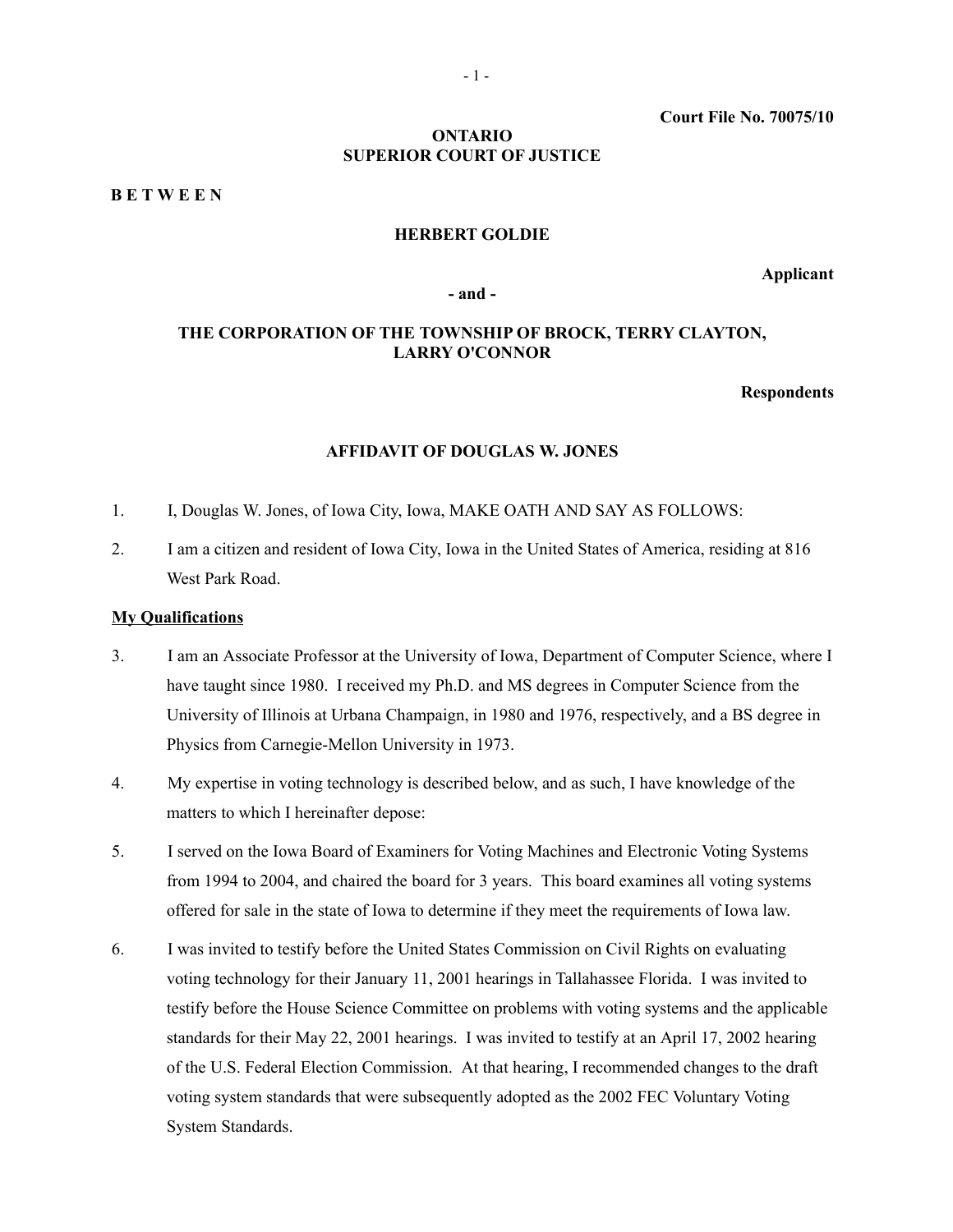**Court File No. 70075/10**

**ONTARIO**
**SUPERIOR COURT OF JUSTICE**

**B E T W E E N**

**HERBERT GOLDIE**

**Applicant**

**- and -**

**THE CORPORATION OF THE TOWNSHIP OF BROCK, TERRY CLAYTON, LARRY O'CONNOR**

**Respondents**

**AFFIDAVIT OF DOUGLAS W. JONES**

1. I, Douglas W. Jones, of Iowa City, Iowa, MAKE OATH AND SAY AS FOLLOWS:

2. I am a citizen and resident of Iowa City, Iowa in the United States of America, residing at 816 West Park Road.

**<u>My Qualifications</u>**

3. I am an Associate Professor at the University of Iowa, Department of Computer Science, where I have taught since 1980. I received my Ph.D. and MS degrees in Computer Science from the University of Illinois at Urbana Champaign, in 1980 and 1976, respectively, and a BS degree in Physics from Carnegie-Mellon University in 1973.

4. My expertise in voting technology is described below, and as such, I have knowledge of the matters to which I hereinafter depose:

5. I served on the Iowa Board of Examiners for Voting Machines and Electronic Voting Systems from 1994 to 2004, and chaired the board for 3 years. This board examines all voting systems offered for sale in the state of Iowa to determine if they meet the requirements of Iowa law.

6. I was invited to testify before the United States Commission on Civil Rights on evaluating voting technology for their January 11, 2001 hearings in Tallahassee Florida. I was invited to testify before the House Science Committee on problems with voting systems and the applicable standards for their May 22, 2001 hearings. I was invited to testify at an April 17, 2002 hearing of the U.S. Federal Election Commission. At that hearing, I recommended changes to the draft voting system standards that were subsequently adopted as the 2002 FEC Voluntary Voting System Standards.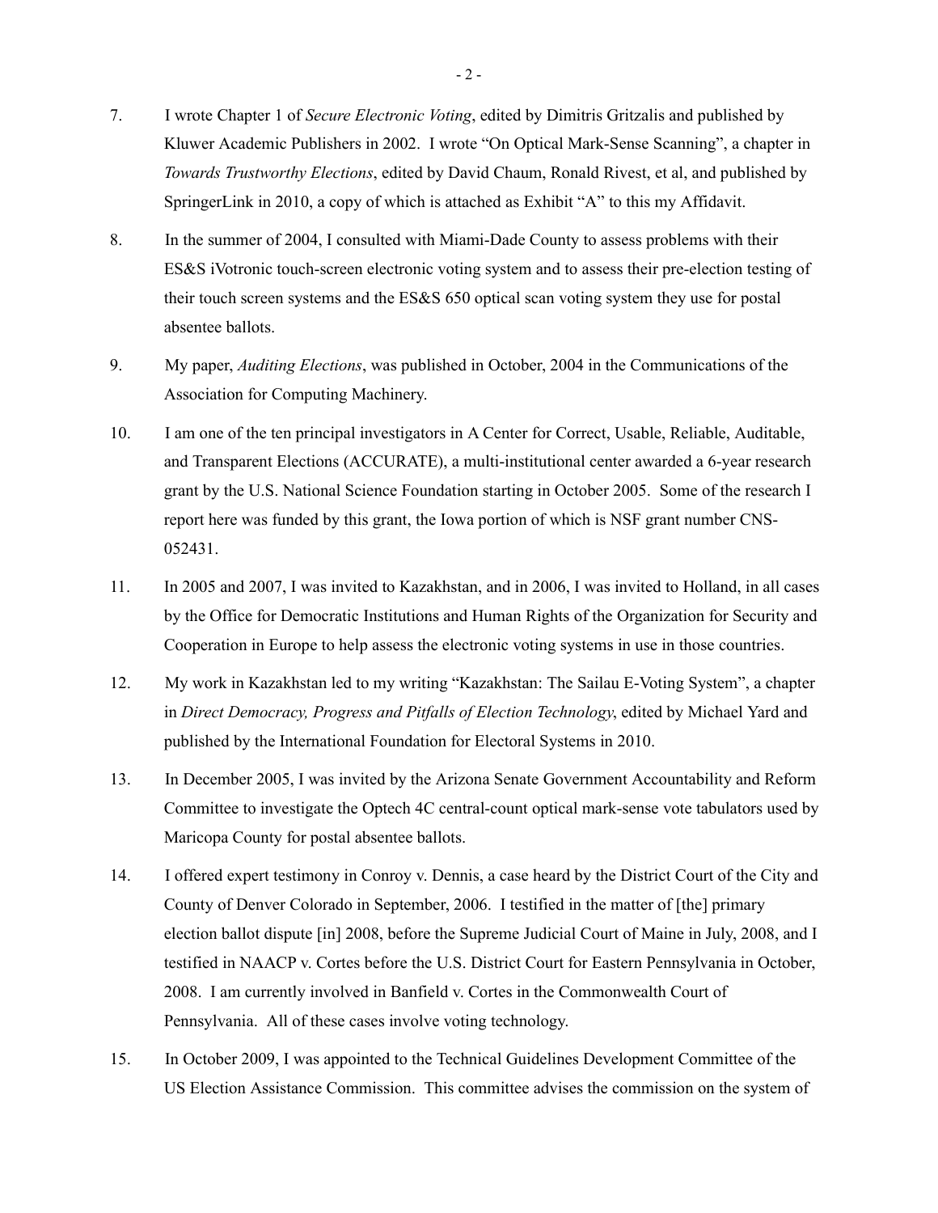7. I wrote Chapter 1 of *Secure Electronic Voting*, edited by Dimitris Gritzalis and published by Kluwer Academic Publishers in 2002. I wrote "On Optical Mark-Sense Scanning", a chapter in *Towards Trustworthy Elections*, edited by David Chaum, Ronald Rivest, et al, and published by SpringerLink in 2010, a copy of which is attached as Exhibit "A" to this my Affidavit.

8. In the summer of 2004, I consulted with Miami-Dade County to assess problems with their ES&S iVotronic touch-screen electronic voting system and to assess their pre-election testing of their touch screen systems and the ES&S 650 optical scan voting system they use for postal absentee ballots.

9. My paper, *Auditing Elections*, was published in October, 2004 in the Communications of the Association for Computing Machinery.

10. I am one of the ten principal investigators in A Center for Correct, Usable, Reliable, Auditable, and Transparent Elections (ACCURATE), a multi-institutional center awarded a 6-year research grant by the U.S. National Science Foundation starting in October 2005. Some of the research I report here was funded by this grant, the Iowa portion of which is NSF grant number CNS-052431.

11. In 2005 and 2007, I was invited to Kazakhstan, and in 2006, I was invited to Holland, in all cases by the Office for Democratic Institutions and Human Rights of the Organization for Security and Cooperation in Europe to help assess the electronic voting systems in use in those countries.

12. My work in Kazakhstan led to my writing "Kazakhstan: The Sailau E-Voting System", a chapter in *Direct Democracy, Progress and Pitfalls of Election Technology*, edited by Michael Yard and published by the International Foundation for Electoral Systems in 2010.

13. In December 2005, I was invited by the Arizona Senate Government Accountability and Reform Committee to investigate the Optech 4C central-count optical mark-sense vote tabulators used by Maricopa County for postal absentee ballots.

14. I offered expert testimony in Conroy v. Dennis, a case heard by the District Court of the City and County of Denver Colorado in September, 2006. I testified in the matter of [the] primary election ballot dispute [in] 2008, before the Supreme Judicial Court of Maine in July, 2008, and I testified in NAACP v. Cortes before the U.S. District Court for Eastern Pennsylvania in October, 2008. I am currently involved in Banfield v. Cortes in the Commonwealth Court of Pennsylvania. All of these cases involve voting technology.

15. In October 2009, I was appointed to the Technical Guidelines Development Committee of the US Election Assistance Commission. This committee advises the commission on the system of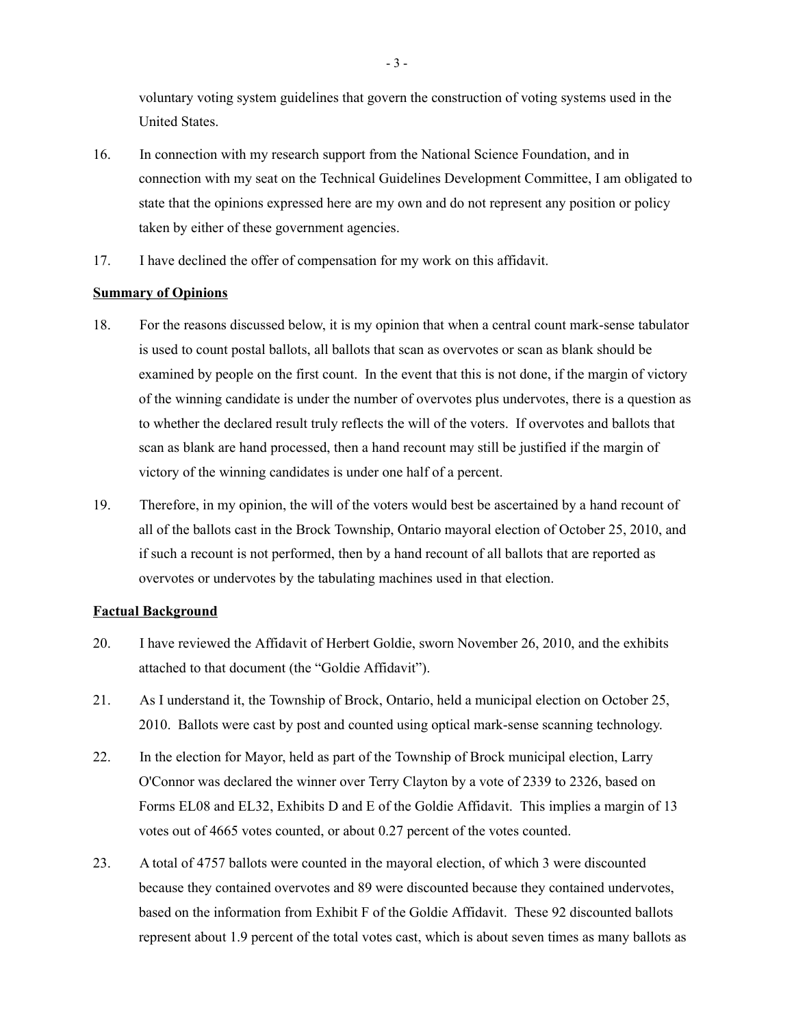voluntary voting system guidelines that govern the construction of voting systems used in the United States.

16. In connection with my research support from the National Science Foundation, and in connection with my seat on the Technical Guidelines Development Committee, I am obligated to state that the opinions expressed here are my own and do not represent any position or policy taken by either of these government agencies.

17. I have declined the offer of compensation for my work on this affidavit.

**Summary of Opinions**

18. For the reasons discussed below, it is my opinion that when a central count mark-sense tabulator is used to count postal ballots, all ballots that scan as overvotes or scan as blank should be examined by people on the first count. In the event that this is not done, if the margin of victory of the winning candidate is under the number of overvotes plus undervotes, there is a question as to whether the declared result truly reflects the will of the voters. If overvotes and ballots that scan as blank are hand processed, then a hand recount may still be justified if the margin of victory of the winning candidates is under one half of a percent.

19. Therefore, in my opinion, the will of the voters would best be ascertained by a hand recount of all of the ballots cast in the Brock Township, Ontario mayoral election of October 25, 2010, and if such a recount is not performed, then by a hand recount of all ballots that are reported as overvotes or undervotes by the tabulating machines used in that election.

**Factual Background**

20. I have reviewed the Affidavit of Herbert Goldie, sworn November 26, 2010, and the exhibits attached to that document (the "Goldie Affidavit").

21. As I understand it, the Township of Brock, Ontario, held a municipal election on October 25, 2010. Ballots were cast by post and counted using optical mark-sense scanning technology.

22. In the election for Mayor, held as part of the Township of Brock municipal election, Larry O'Connor was declared the winner over Terry Clayton by a vote of 2339 to 2326, based on Forms EL08 and EL32, Exhibits D and E of the Goldie Affidavit. This implies a margin of 13 votes out of 4665 votes counted, or about 0.27 percent of the votes counted.

23. A total of 4757 ballots were counted in the mayoral election, of which 3 were discounted because they contained overvotes and 89 were discounted because they contained undervotes, based on the information from Exhibit F of the Goldie Affidavit. These 92 discounted ballots represent about 1.9 percent of the total votes cast, which is about seven times as many ballots as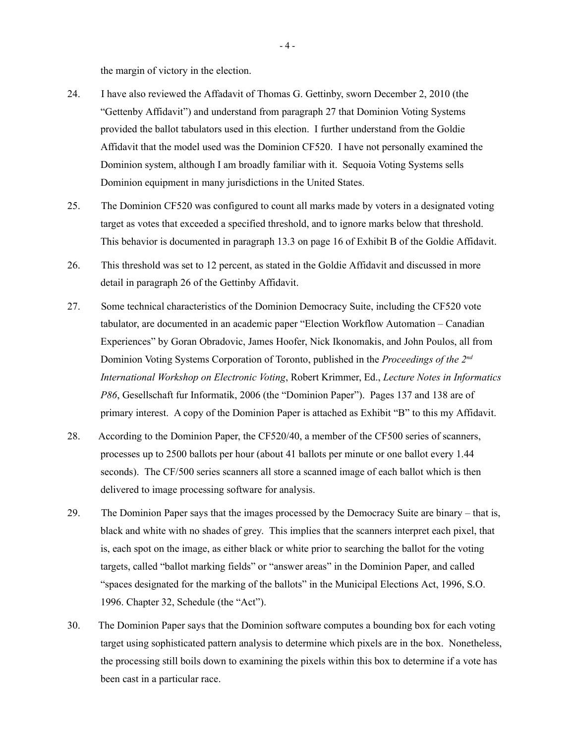the margin of victory in the election.

24. I have also reviewed the Affadavit of Thomas G. Gettinby, sworn December 2, 2010 (the "Gettenby Affidavit") and understand from paragraph 27 that Dominion Voting Systems provided the ballot tabulators used in this election. I further understand from the Goldie Affidavit that the model used was the Dominion CF520. I have not personally examined the Dominion system, although I am broadly familiar with it. Sequoia Voting Systems sells Dominion equipment in many jurisdictions in the United States.

25. The Dominion CF520 was configured to count all marks made by voters in a designated voting target as votes that exceeded a specified threshold, and to ignore marks below that threshold. This behavior is documented in paragraph 13.3 on page 16 of Exhibit B of the Goldie Affidavit.

26. This threshold was set to 12 percent, as stated in the Goldie Affidavit and discussed in more detail in paragraph 26 of the Gettinby Affidavit.

27. Some technical characteristics of the Dominion Democracy Suite, including the CF520 vote tabulator, are documented in an academic paper "Election Workflow Automation – Canadian Experiences" by Goran Obradovic, James Hoofer, Nick Ikonomakis, and John Poulos, all from Dominion Voting Systems Corporation of Toronto, published in the *Proceedings of the 2nd International Workshop on Electronic Voting*, Robert Krimmer, Ed., *Lecture Notes in Informatics P86*, Gesellschaft fur Informatik, 2006 (the "Dominion Paper"). Pages 137 and 138 are of primary interest. A copy of the Dominion Paper is attached as Exhibit "B" to this my Affidavit.

28. According to the Dominion Paper, the CF520/40, a member of the CF500 series of scanners, processes up to 2500 ballots per hour (about 41 ballots per minute or one ballot every 1.44 seconds). The CF/500 series scanners all store a scanned image of each ballot which is then delivered to image processing software for analysis.

29. The Dominion Paper says that the images processed by the Democracy Suite are binary – that is, black and white with no shades of grey. This implies that the scanners interpret each pixel, that is, each spot on the image, as either black or white prior to searching the ballot for the voting targets, called "ballot marking fields" or "answer areas" in the Dominion Paper, and called "spaces designated for the marking of the ballots" in the Municipal Elections Act, 1996, S.O. 1996. Chapter 32, Schedule (the "Act").

30. The Dominion Paper says that the Dominion software computes a bounding box for each voting target using sophisticated pattern analysis to determine which pixels are in the box. Nonetheless, the processing still boils down to examining the pixels within this box to determine if a vote has been cast in a particular race.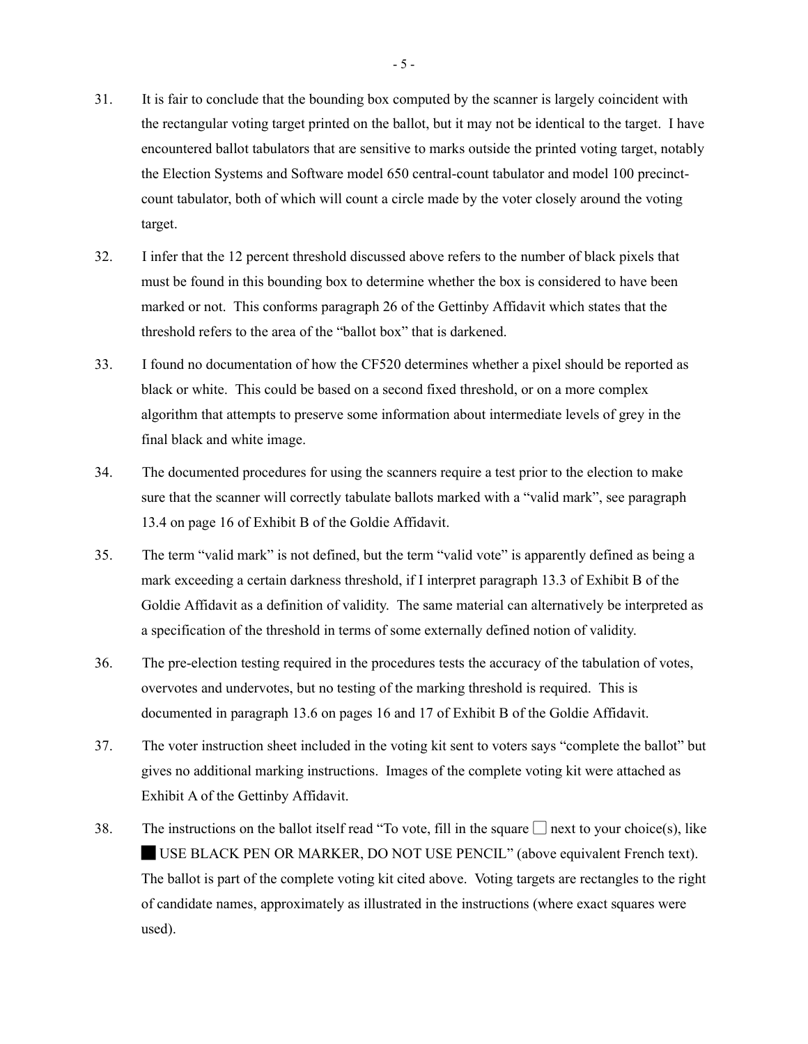31. It is fair to conclude that the bounding box computed by the scanner is largely coincident with the rectangular voting target printed on the ballot, but it may not be identical to the target. I have encountered ballot tabulators that are sensitive to marks outside the printed voting target, notably the Election Systems and Software model 650 central-count tabulator and model 100 precinct-count tabulator, both of which will count a circle made by the voter closely around the voting target.

32. I infer that the 12 percent threshold discussed above refers to the number of black pixels that must be found in this bounding box to determine whether the box is considered to have been marked or not. This conforms paragraph 26 of the Gettinby Affidavit which states that the threshold refers to the area of the "ballot box" that is darkened.

33. I found no documentation of how the CF520 determines whether a pixel should be reported as black or white. This could be based on a second fixed threshold, or on a more complex algorithm that attempts to preserve some information about intermediate levels of grey in the final black and white image.

34. The documented procedures for using the scanners require a test prior to the election to make sure that the scanner will correctly tabulate ballots marked with a "valid mark", see paragraph 13.4 on page 16 of Exhibit B of the Goldie Affidavit.

35. The term "valid mark" is not defined, but the term "valid vote" is apparently defined as being a mark exceeding a certain darkness threshold, if I interpret paragraph 13.3 of Exhibit B of the Goldie Affidavit as a definition of validity. The same material can alternatively be interpreted as a specification of the threshold in terms of some externally defined notion of validity.

36. The pre-election testing required in the procedures tests the accuracy of the tabulation of votes, overvotes and undervotes, but no testing of the marking threshold is required. This is documented in paragraph 13.6 on pages 16 and 17 of Exhibit B of the Goldie Affidavit.

37. The voter instruction sheet included in the voting kit sent to voters says "complete the ballot" but gives no additional marking instructions. Images of the complete voting kit were attached as Exhibit A of the Gettinby Affidavit.

38. The instructions on the ballot itself read "To vote, fill in the square ☐ next to your choice(s), like ■ USE BLACK PEN OR MARKER, DO NOT USE PENCIL" (above equivalent French text). The ballot is part of the complete voting kit cited above. Voting targets are rectangles to the right of candidate names, approximately as illustrated in the instructions (where exact squares were used).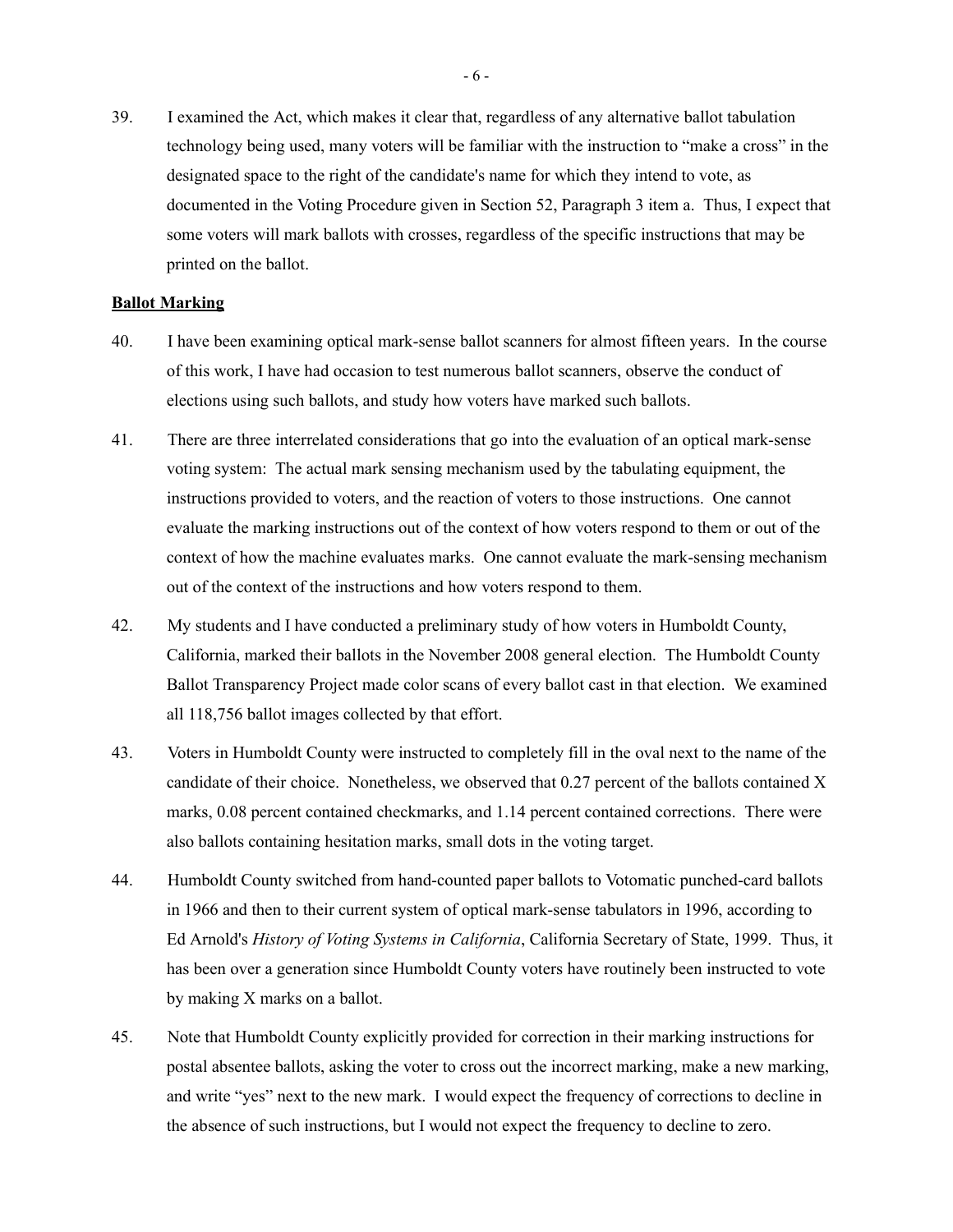39. I examined the Act, which makes it clear that, regardless of any alternative ballot tabulation technology being used, many voters will be familiar with the instruction to "make a cross" in the designated space to the right of the candidate's name for which they intend to vote, as documented in the Voting Procedure given in Section 52, Paragraph 3 item a. Thus, I expect that some voters will mark ballots with crosses, regardless of the specific instructions that may be printed on the ballot.

**Ballot Marking**

40. I have been examining optical mark-sense ballot scanners for almost fifteen years. In the course of this work, I have had occasion to test numerous ballot scanners, observe the conduct of elections using such ballots, and study how voters have marked such ballots.

41. There are three interrelated considerations that go into the evaluation of an optical mark-sense voting system: The actual mark sensing mechanism used by the tabulating equipment, the instructions provided to voters, and the reaction of voters to those instructions. One cannot evaluate the marking instructions out of the context of how voters respond to them or out of the context of how the machine evaluates marks. One cannot evaluate the mark-sensing mechanism out of the context of the instructions and how voters respond to them.

42. My students and I have conducted a preliminary study of how voters in Humboldt County, California, marked their ballots in the November 2008 general election. The Humboldt County Ballot Transparency Project made color scans of every ballot cast in that election. We examined all 118,756 ballot images collected by that effort.

43. Voters in Humboldt County were instructed to completely fill in the oval next to the name of the candidate of their choice. Nonetheless, we observed that 0.27 percent of the ballots contained X marks, 0.08 percent contained checkmarks, and 1.14 percent contained corrections. There were also ballots containing hesitation marks, small dots in the voting target.

44. Humboldt County switched from hand-counted paper ballots to Votomatic punched-card ballots in 1966 and then to their current system of optical mark-sense tabulators in 1996, according to Ed Arnold's *History of Voting Systems in California*, California Secretary of State, 1999. Thus, it has been over a generation since Humboldt County voters have routinely been instructed to vote by making X marks on a ballot.

45. Note that Humboldt County explicitly provided for correction in their marking instructions for postal absentee ballots, asking the voter to cross out the incorrect marking, make a new marking, and write "yes" next to the new mark. I would expect the frequency of corrections to decline in the absence of such instructions, but I would not expect the frequency to decline to zero.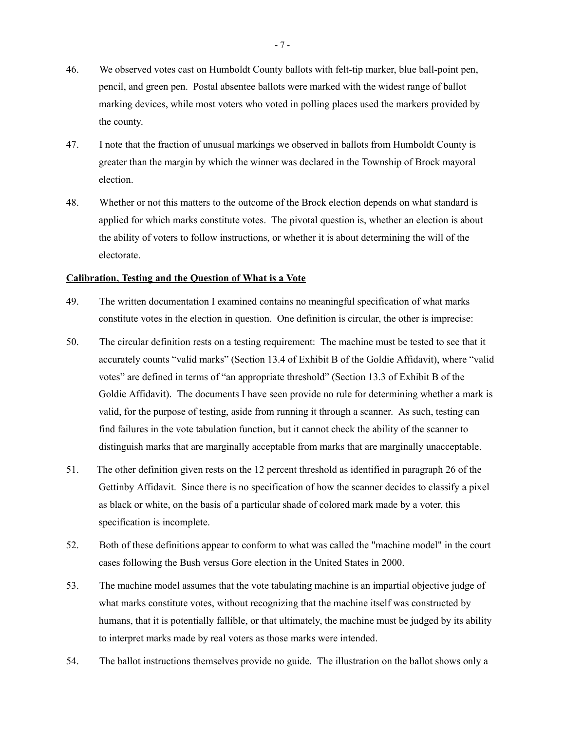46. We observed votes cast on Humboldt County ballots with felt-tip marker, blue ball-point pen, pencil, and green pen. Postal absentee ballots were marked with the widest range of ballot marking devices, while most voters who voted in polling places used the markers provided by the county.

47. I note that the fraction of unusual markings we observed in ballots from Humboldt County is greater than the margin by which the winner was declared in the Township of Brock mayoral election.

48. Whether or not this matters to the outcome of the Brock election depends on what standard is applied for which marks constitute votes. The pivotal question is, whether an election is about the ability of voters to follow instructions, or whether it is about determining the will of the electorate.

**Calibration, Testing and the Question of What is a Vote**

49. The written documentation I examined contains no meaningful specification of what marks constitute votes in the election in question. One definition is circular, the other is imprecise:

50. The circular definition rests on a testing requirement: The machine must be tested to see that it accurately counts "valid marks" (Section 13.4 of Exhibit B of the Goldie Affidavit), where "valid votes" are defined in terms of "an appropriate threshold" (Section 13.3 of Exhibit B of the Goldie Affidavit). The documents I have seen provide no rule for determining whether a mark is valid, for the purpose of testing, aside from running it through a scanner. As such, testing can find failures in the vote tabulation function, but it cannot check the ability of the scanner to distinguish marks that are marginally acceptable from marks that are marginally unacceptable.

51. The other definition given rests on the 12 percent threshold as identified in paragraph 26 of the Gettinby Affidavit. Since there is no specification of how the scanner decides to classify a pixel as black or white, on the basis of a particular shade of colored mark made by a voter, this specification is incomplete.

52. Both of these definitions appear to conform to what was called the "machine model" in the court cases following the Bush versus Gore election in the United States in 2000.

53. The machine model assumes that the vote tabulating machine is an impartial objective judge of what marks constitute votes, without recognizing that the machine itself was constructed by humans, that it is potentially fallible, or that ultimately, the machine must be judged by its ability to interpret marks made by real voters as those marks were intended.

54. The ballot instructions themselves provide no guide. The illustration on the ballot shows only a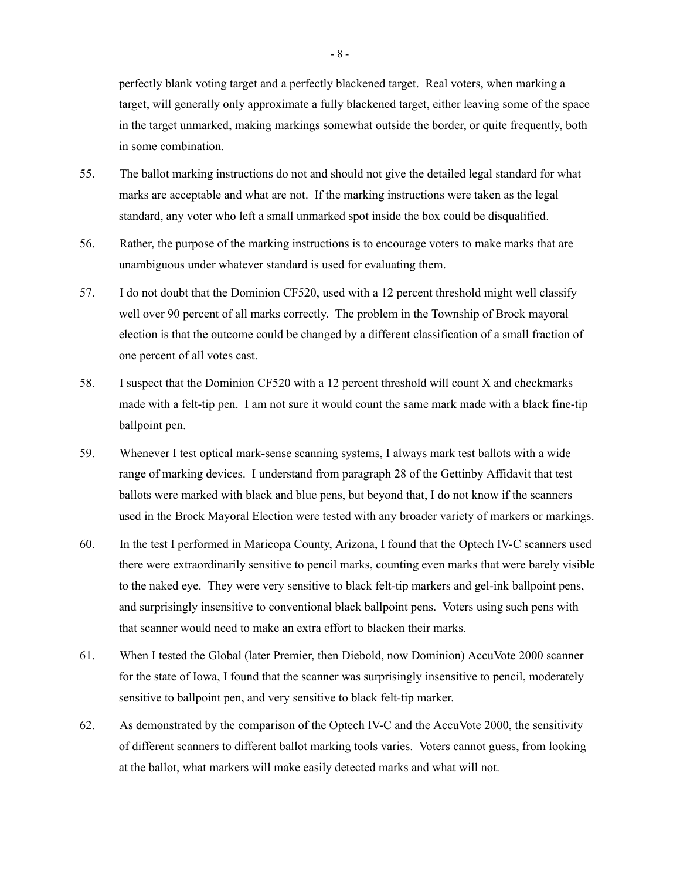perfectly blank voting target and a perfectly blackened target. Real voters, when marking a target, will generally only approximate a fully blackened target, either leaving some of the space in the target unmarked, making markings somewhat outside the border, or quite frequently, both in some combination.

55. The ballot marking instructions do not and should not give the detailed legal standard for what marks are acceptable and what are not. If the marking instructions were taken as the legal standard, any voter who left a small unmarked spot inside the box could be disqualified.

56. Rather, the purpose of the marking instructions is to encourage voters to make marks that are unambiguous under whatever standard is used for evaluating them.

57. I do not doubt that the Dominion CF520, used with a 12 percent threshold might well classify well over 90 percent of all marks correctly. The problem in the Township of Brock mayoral election is that the outcome could be changed by a different classification of a small fraction of one percent of all votes cast.

58. I suspect that the Dominion CF520 with a 12 percent threshold will count X and checkmarks made with a felt-tip pen. I am not sure it would count the same mark made with a black fine-tip ballpoint pen.

59. Whenever I test optical mark-sense scanning systems, I always mark test ballots with a wide range of marking devices. I understand from paragraph 28 of the Gettinby Affidavit that test ballots were marked with black and blue pens, but beyond that, I do not know if the scanners used in the Brock Mayoral Election were tested with any broader variety of markers or markings.

60. In the test I performed in Maricopa County, Arizona, I found that the Optech IV-C scanners used there were extraordinarily sensitive to pencil marks, counting even marks that were barely visible to the naked eye. They were very sensitive to black felt-tip markers and gel-ink ballpoint pens, and surprisingly insensitive to conventional black ballpoint pens. Voters using such pens with that scanner would need to make an extra effort to blacken their marks.

61. When I tested the Global (later Premier, then Diebold, now Dominion) AccuVote 2000 scanner for the state of Iowa, I found that the scanner was surprisingly insensitive to pencil, moderately sensitive to ballpoint pen, and very sensitive to black felt-tip marker.

62. As demonstrated by the comparison of the Optech IV-C and the AccuVote 2000, the sensitivity of different scanners to different ballot marking tools varies. Voters cannot guess, from looking at the ballot, what markers will make easily detected marks and what will not.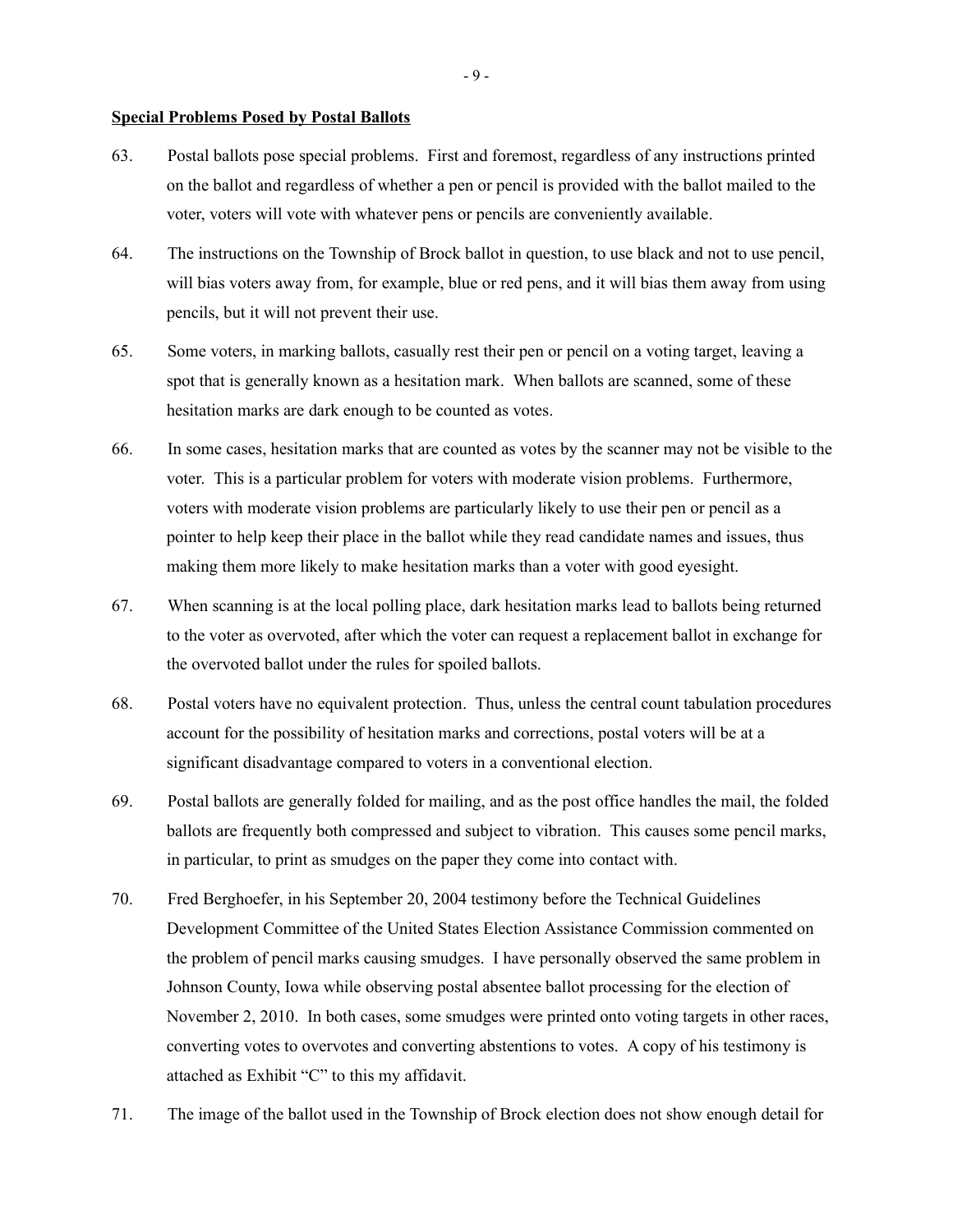**Special Problems Posed by Postal Ballots**

63. Postal ballots pose special problems. First and foremost, regardless of any instructions printed on the ballot and regardless of whether a pen or pencil is provided with the ballot mailed to the voter, voters will vote with whatever pens or pencils are conveniently available.

64. The instructions on the Township of Brock ballot in question, to use black and not to use pencil, will bias voters away from, for example, blue or red pens, and it will bias them away from using pencils, but it will not prevent their use.

65. Some voters, in marking ballots, casually rest their pen or pencil on a voting target, leaving a spot that is generally known as a hesitation mark. When ballots are scanned, some of these hesitation marks are dark enough to be counted as votes.

66. In some cases, hesitation marks that are counted as votes by the scanner may not be visible to the voter. This is a particular problem for voters with moderate vision problems. Furthermore, voters with moderate vision problems are particularly likely to use their pen or pencil as a pointer to help keep their place in the ballot while they read candidate names and issues, thus making them more likely to make hesitation marks than a voter with good eyesight.

67. When scanning is at the local polling place, dark hesitation marks lead to ballots being returned to the voter as overvoted, after which the voter can request a replacement ballot in exchange for the overvoted ballot under the rules for spoiled ballots.

68. Postal voters have no equivalent protection. Thus, unless the central count tabulation procedures account for the possibility of hesitation marks and corrections, postal voters will be at a significant disadvantage compared to voters in a conventional election.

69. Postal ballots are generally folded for mailing, and as the post office handles the mail, the folded ballots are frequently both compressed and subject to vibration. This causes some pencil marks, in particular, to print as smudges on the paper they come into contact with.

70. Fred Berghoefer, in his September 20, 2004 testimony before the Technical Guidelines Development Committee of the United States Election Assistance Commission commented on the problem of pencil marks causing smudges. I have personally observed the same problem in Johnson County, Iowa while observing postal absentee ballot processing for the election of November 2, 2010. In both cases, some smudges were printed onto voting targets in other races, converting votes to overvotes and converting abstentions to votes. A copy of his testimony is attached as Exhibit "C" to this my affidavit.

71. The image of the ballot used in the Township of Brock election does not show enough detail for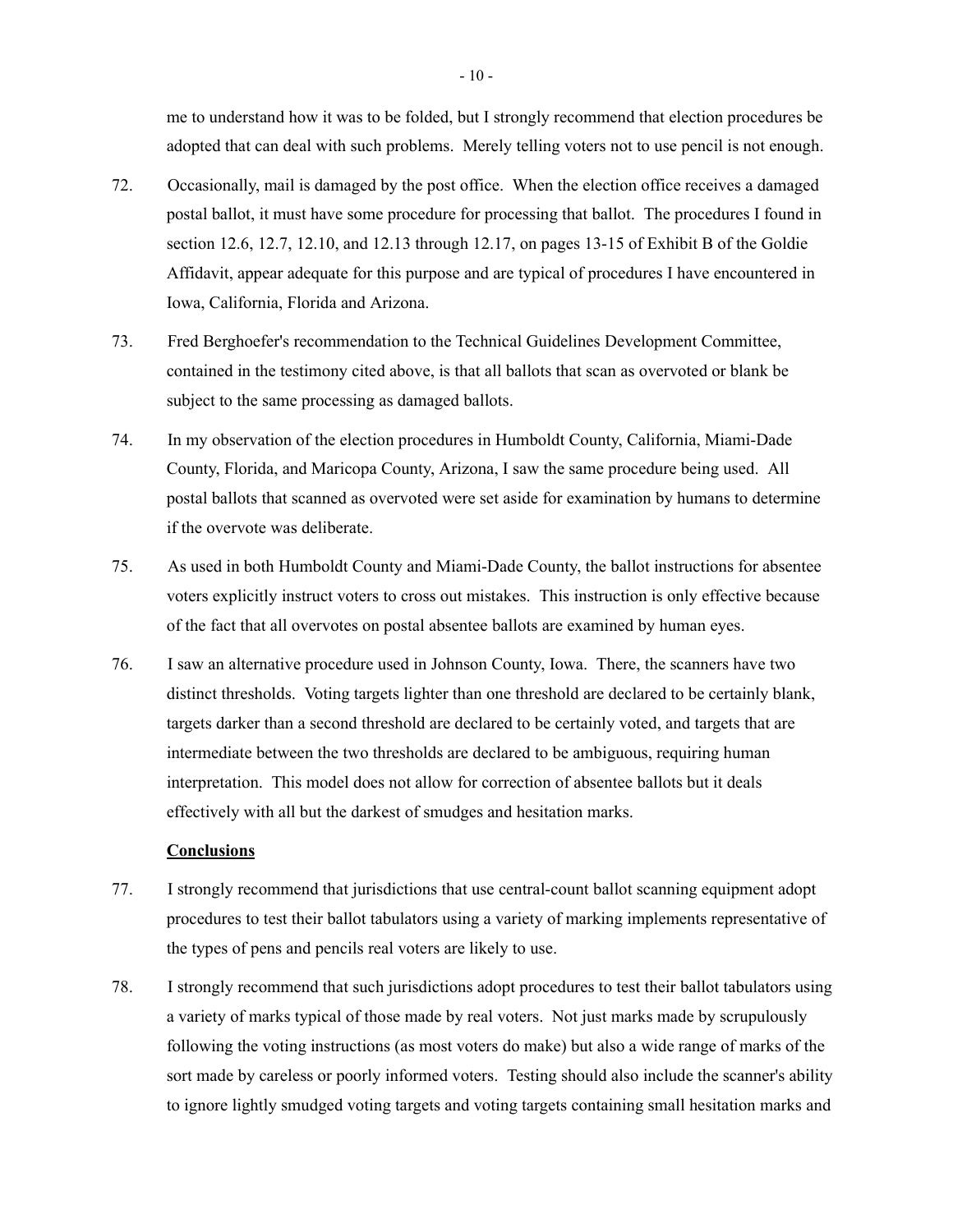me to understand how it was to be folded, but I strongly recommend that election procedures be adopted that can deal with such problems. Merely telling voters not to use pencil is not enough.

72. Occasionally, mail is damaged by the post office. When the election office receives a damaged postal ballot, it must have some procedure for processing that ballot. The procedures I found in section 12.6, 12.7, 12.10, and 12.13 through 12.17, on pages 13-15 of Exhibit B of the Goldie Affidavit, appear adequate for this purpose and are typical of procedures I have encountered in Iowa, California, Florida and Arizona.

73. Fred Berghoefer's recommendation to the Technical Guidelines Development Committee, contained in the testimony cited above, is that all ballots that scan as overvoted or blank be subject to the same processing as damaged ballots.

74. In my observation of the election procedures in Humboldt County, California, Miami-Dade County, Florida, and Maricopa County, Arizona, I saw the same procedure being used. All postal ballots that scanned as overvoted were set aside for examination by humans to determine if the overvote was deliberate.

75. As used in both Humboldt County and Miami-Dade County, the ballot instructions for absentee voters explicitly instruct voters to cross out mistakes. This instruction is only effective because of the fact that all overvotes on postal absentee ballots are examined by human eyes.

76. I saw an alternative procedure used in Johnson County, Iowa. There, the scanners have two distinct thresholds. Voting targets lighter than one threshold are declared to be certainly blank, targets darker than a second threshold are declared to be certainly voted, and targets that are intermediate between the two thresholds are declared to be ambiguous, requiring human interpretation. This model does not allow for correction of absentee ballots but it deals effectively with all but the darkest of smudges and hesitation marks.

**Conclusions**

77. I strongly recommend that jurisdictions that use central-count ballot scanning equipment adopt procedures to test their ballot tabulators using a variety of marking implements representative of the types of pens and pencils real voters are likely to use.

78. I strongly recommend that such jurisdictions adopt procedures to test their ballot tabulators using a variety of marks typical of those made by real voters. Not just marks made by scrupulously following the voting instructions (as most voters do make) but also a wide range of marks of the sort made by careless or poorly informed voters. Testing should also include the scanner's ability to ignore lightly smudged voting targets and voting targets containing small hesitation marks and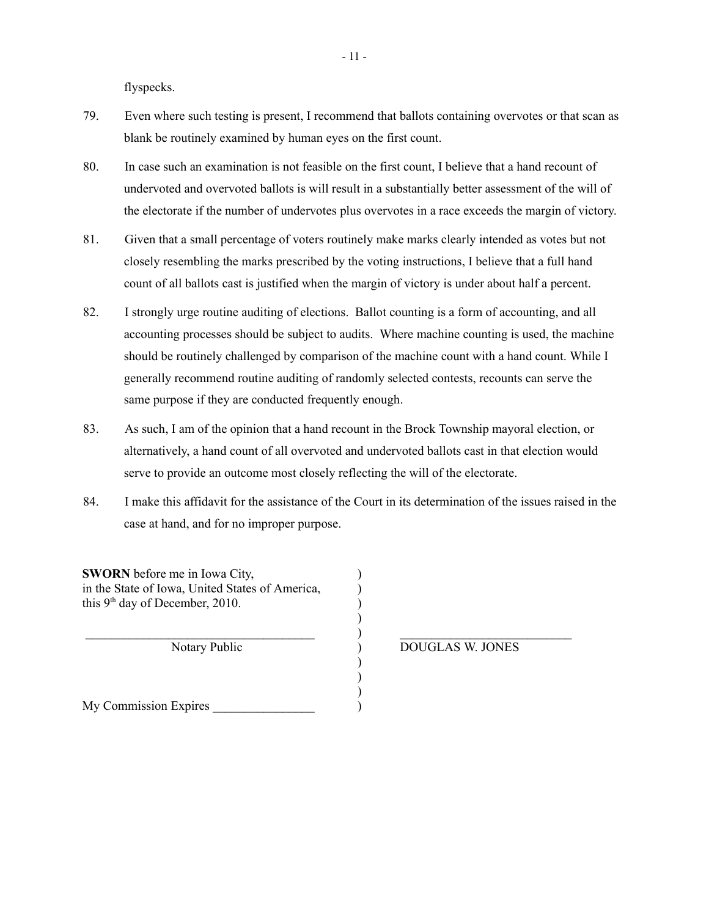flyspecks.

79. Even where such testing is present, I recommend that ballots containing overvotes or that scan as blank be routinely examined by human eyes on the first count.

80. In case such an examination is not feasible on the first count, I believe that a hand recount of undervoted and overvoted ballots is will result in a substantially better assessment of the will of the electorate if the number of undervotes plus overvotes in a race exceeds the margin of victory.

81. Given that a small percentage of voters routinely make marks clearly intended as votes but not closely resembling the marks prescribed by the voting instructions, I believe that a full hand count of all ballots cast is justified when the margin of victory is under about half a percent.

82. I strongly urge routine auditing of elections. Ballot counting is a form of accounting, and all accounting processes should be subject to audits. Where machine counting is used, the machine should be routinely challenged by comparison of the machine count with a hand count. While I generally recommend routine auditing of randomly selected contests, recounts can serve the same purpose if they are conducted frequently enough.

83. As such, I am of the opinion that a hand recount in the Brock Township mayoral election, or alternatively, a hand count of all overvoted and undervoted ballots cast in that election would serve to provide an outcome most closely reflecting the will of the electorate.

84. I make this affidavit for the assistance of the Court in its determination of the issues raised in the case at hand, and for no improper purpose.

**SWORN** before me in Iowa City,
in the State of Iowa, United States of America,
this 9th day of December, 2010.

\_\_\_\_\_\_\_\_\_\_\_\_\_\_\_\_\_\_\_\_\_\_\_\_\_\_\_\_\_\_\_\_
Notary Public

My Commission Expires \_\_\_\_\_\_\_\_\_\_\_\_\_\_\_\_

\_\_\_\_\_\_\_\_\_\_\_\_\_\_\_\_\_\_\_\_\_\_\_\_\_\_\_\_
DOUGLAS W. JONES